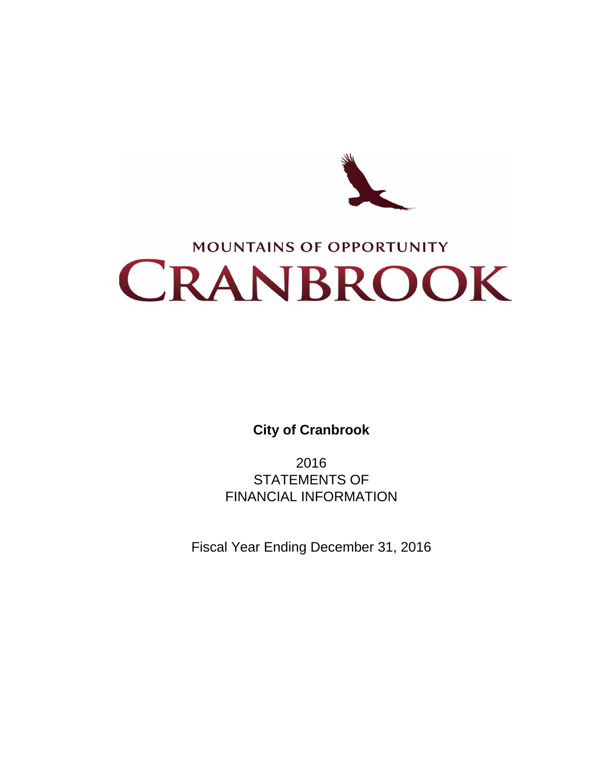MOUNTAINS OF OPPORTUNITY

CRANBROOK

**City of Cranbrook**

2016
STATEMENTS OF
FINANCIAL INFORMATION

Fiscal Year Ending December 31, 2016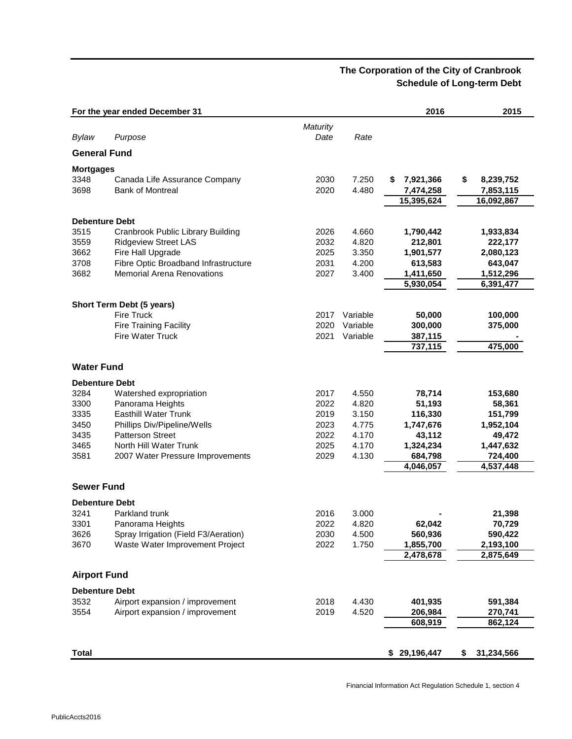# The Corporation of the City of Cranbrook
## Schedule of Long-term Debt

| For the year ended December 31 | | | | 2016 | 2015 |
|---|---|---|---|---|---|
| *Bylaw* | *Purpose* | *Maturity Date* | *Rate* | | |
| **General Fund** | | | | | |
| **Mortgages** | | | | | |
| 3348 | Canada Life Assurance Company | 2030 | 7.250 | **$ 7,921,366** | **$ 8,239,752** |
| 3698 | Bank of Montreal | 2020 | 4.480 | **7,474,258** | **7,853,115** |
| | | | | **15,395,624** | **16,092,867** |
| **Debenture Debt** | | | | | |
| 3515 | Cranbrook Public Library Building | 2026 | 4.660 | **1,790,442** | **1,933,834** |
| 3559 | Ridgeview Street LAS | 2032 | 4.820 | **212,801** | **222,177** |
| 3662 | Fire Hall Upgrade | 2025 | 3.350 | **1,901,577** | **2,080,123** |
| 3708 | Fibre Optic Broadband Infrastructure | 2031 | 4.200 | **613,583** | **643,047** |
| 3682 | Memorial Arena Renovations | 2027 | 3.400 | **1,411,650** | **1,512,296** |
| | | | | **5,930,054** | **6,391,477** |
| **Short Term Debt (5 years)** | | | | | |
| | Fire Truck | 2017 | Variable | **50,000** | **100,000** |
| | Fire Training Facility | 2020 | Variable | **300,000** | **375,000** |
| | Fire Water Truck | 2021 | Variable | **387,115** | **-** |
| | | | | **737,115** | **475,000** |
| **Water Fund** | | | | | |
| **Debenture Debt** | | | | | |
| 3284 | Watershed expropriation | 2017 | 4.550 | **78,714** | **153,680** |
| 3300 | Panorama Heights | 2022 | 4.820 | **51,193** | **58,361** |
| 3335 | Easthill Water Trunk | 2019 | 3.150 | **116,330** | **151,799** |
| 3450 | Phillips Div/Pipeline/Wells | 2023 | 4.775 | **1,747,676** | **1,952,104** |
| 3435 | Patterson Street | 2022 | 4.170 | **43,112** | **49,472** |
| 3465 | North Hill Water Trunk | 2025 | 4.170 | **1,324,234** | **1,447,632** |
| 3581 | 2007 Water Pressure Improvements | 2029 | 4.130 | **684,798** | **724,400** |
| | | | | **4,046,057** | **4,537,448** |
| **Sewer Fund** | | | | | |
| **Debenture Debt** | | | | | |
| 3241 | Parkland trunk | 2016 | 3.000 | **-** | **21,398** |
| 3301 | Panorama Heights | 2022 | 4.820 | **62,042** | **70,729** |
| 3626 | Spray Irrigation (Field F3/Aeration) | 2030 | 4.500 | **560,936** | **590,422** |
| 3670 | Waste Water Improvement Project | 2022 | 1.750 | **1,855,700** | **2,193,100** |
| | | | | **2,478,678** | **2,875,649** |
| **Airport Fund** | | | | | |
| **Debenture Debt** | | | | | |
| 3532 | Airport expansion / improvement | 2018 | 4.430 | **401,935** | **591,384** |
| 3554 | Airport expansion / improvement | 2019 | 4.520 | **206,984** | **270,741** |
| | | | | **608,919** | **862,124** |
| **Total** | | | | **$ 29,196,447** | **$ 31,234,566** |

Financial Information Act Regulation Schedule 1, section 4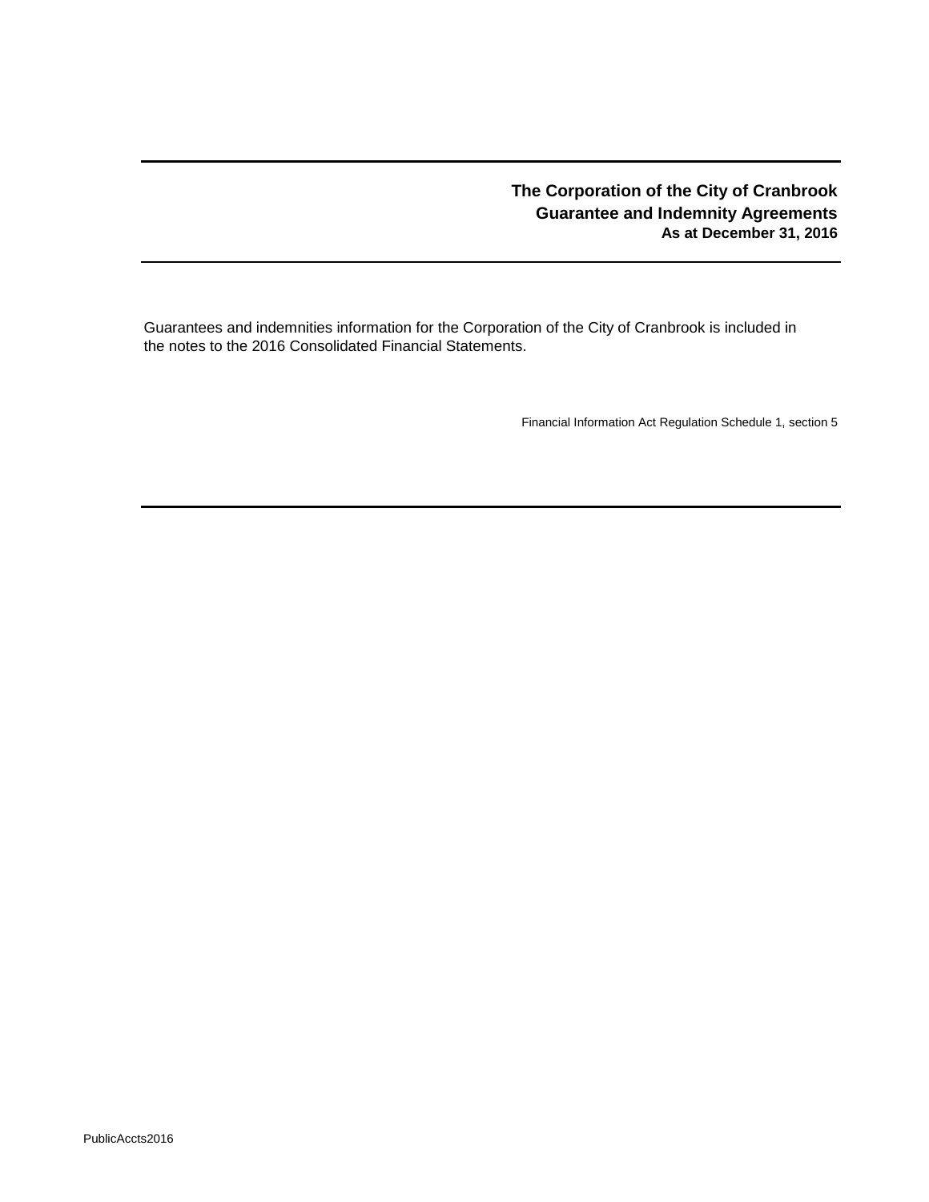**The Corporation of the City of Cranbrook**
**Guarantee and Indemnity Agreements**
**As at December 31, 2016**

Guarantees and indemnities information for the Corporation of the City of Cranbrook is included in the notes to the 2016 Consolidated Financial Statements.

Financial Information Act Regulation Schedule 1, section 5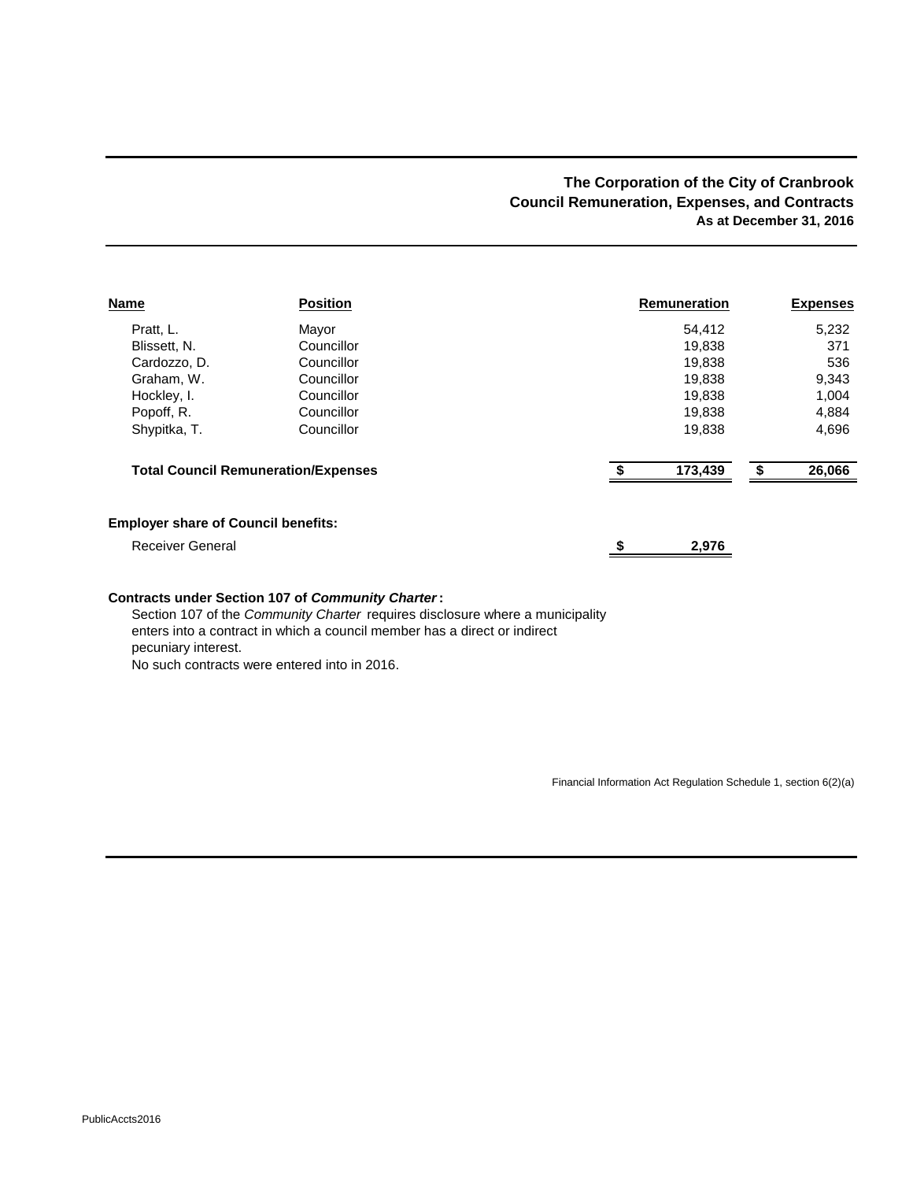## The Corporation of the City of Cranbrook
## Council Remuneration, Expenses, and Contracts
### As at December 31, 2016

| Name | Position | Remuneration | Expenses |
|---|---|---|---|
| Pratt, L. | Mayor | 54,412 | 5,232 |
| Blissett, N. | Councillor | 19,838 | 371 |
| Cardozzo, D. | Councillor | 19,838 | 536 |
| Graham, W. | Councillor | 19,838 | 9,343 |
| Hockley, I. | Councillor | 19,838 | 1,004 |
| Popoff, R. | Councillor | 19,838 | 4,884 |
| Shypitka, T. | Councillor | 19,838 | 4,696 |
| **Total Council Remuneration/Expenses** | | **$ 173,439** | **$ 26,066** |

**Employer share of Council benefits:**

| | |
|---|---|
| Receiver General | **$ 2,976** |

**Contracts under Section 107 of *Community Charter*:**

Section 107 of the *Community Charter* requires disclosure where a municipality enters into a contract in which a council member has a direct or indirect pecuniary interest.

No such contracts were entered into in 2016.

Financial Information Act Regulation Schedule 1, section 6(2)(a)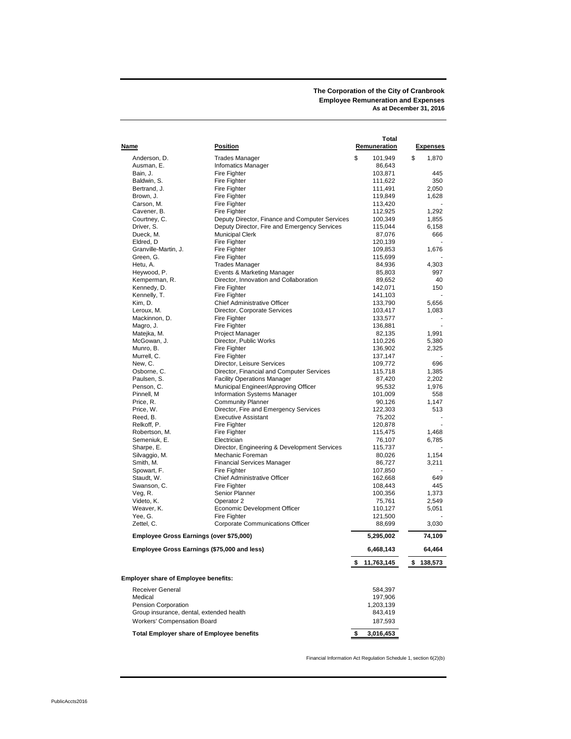**The Corporation of the City of Cranbrook**
**Employee Remuneration and Expenses**
**As at December 31, 2016**

| Name | Position | Total Remuneration | Expenses |
|---|---|---|---|
| Anderson, D. | Trades Manager | $ 101,949 | $ 1,870 |
| Ausman, E. | Infomatics Manager | 86,643 | |
| Bain, J. | Fire Fighter | 103,871 | 445 |
| Baldwin, S. | Fire Fighter | 111,622 | 350 |
| Bertrand, J. | Fire Fighter | 111,491 | 2,050 |
| Brown, J. | Fire Fighter | 119,849 | 1,628 |
| Carson, M. | Fire Fighter | 113,420 | - |
| Cavener, B. | Fire Fighter | 112,925 | 1,292 |
| Courtney, C. | Deputy Director, Finance and Computer Services | 100,349 | 1,855 |
| Driver, S. | Deputy Director, Fire and Emergency Services | 115,044 | 6,158 |
| Dueck, M. | Municipal Clerk | 87,076 | 666 |
| Eldred, D | Fire Fighter | 120,139 | - |
| Granville-Martin, J. | Fire Fighter | 109,853 | 1,676 |
| Green, G. | Fire Fighter | 115,699 | - |
| Hetu, A. | Trades Manager | 84,936 | 4,303 |
| Heywood, P. | Events & Marketing Manager | 85,803 | 997 |
| Kemperman, R. | Director, Innovation and Collaboration | 89,652 | 40 |
| Kennedy, D. | Fire Fighter | 142,071 | 150 |
| Kennelly, T. | Fire Fighter | 141,103 | - |
| Kim, D. | Chief Administrative Officer | 133,790 | 5,656 |
| Leroux, M. | Director, Corporate Services | 103,417 | 1,083 |
| Mackinnon, D. | Fire Fighter | 133,577 | - |
| Magro, J. | Fire Fighter | 136,881 | - |
| Matejka, M. | Project Manager | 82,135 | 1,991 |
| McGowan, J. | Director, Public Works | 110,226 | 5,380 |
| Munro, B. | Fire Fighter | 136,902 | 2,325 |
| Murrell, C. | Fire Fighter | 137,147 | - |
| New, C. | Director, Leisure Services | 109,772 | 696 |
| Osborne, C. | Director, Financial and Computer Services | 115,718 | 1,385 |
| Paulsen, S. | Facility Operations Manager | 87,420 | 2,202 |
| Penson, C. | Municipal Engineer/Approving Officer | 95,532 | 1,976 |
| Pinnell, M | Information Systems Manager | 101,009 | 558 |
| Price, R. | Community Planner | 90,126 | 1,147 |
| Price, W. | Director, Fire and Emergency Services | 122,303 | 513 |
| Reed, B. | Executive Assistant | 75,202 | - |
| Relkoff, P. | Fire Fighter | 120,878 | - |
| Robertson, M. | Fire Fighter | 115,475 | 1,468 |
| Semeniuk, E. | Electrician | 76,107 | 6,785 |
| Sharpe, E. | Director, Engineering & Development Services | 115,737 | - |
| Silvaggio, M. | Mechanic Foreman | 80,026 | 1,154 |
| Smith, M. | Financial Services Manager | 86,727 | 3,211 |
| Spowart, F. | Fire Fighter | 107,850 | - |
| Staudt, W. | Chief Administrative Officer | 162,668 | 649 |
| Swanson, C. | Fire Fighter | 108,443 | 445 |
| Veg, R. | Senior Planner | 100,356 | 1,373 |
| Videto, K. | Operator 2 | 75,761 | 2,549 |
| Weaver, K. | Economic Development Officer | 110,127 | 5,051 |
| Yee, G. | Fire Fighter | 121,500 | - |
| Zettel, C. | Corporate Communications Officer | 88,699 | 3,030 |
| **Employee Gross Earnings (over $75,000)** | | **5,295,002** | **74,109** |
| **Employee Gross Earnings ($75,000 and less)** | | **6,468,143** | **64,464** |
| | | **$ 11,763,145** | **$ 138,573** |

**Employer share of Employee benefits:**

| | |
|---|---|
| Receiver General | 584,397 |
| Medical | 197,906 |
| Pension Corporation | 1,203,139 |
| Group insurance, dental, extended health | 843,419 |
| Workers' Compensation Board | 187,593 |
| **Total Employer share of Employee benefits** | **$ 3,016,453** |

Financial Information Act Regulation Schedule 1, section 6(2)(b)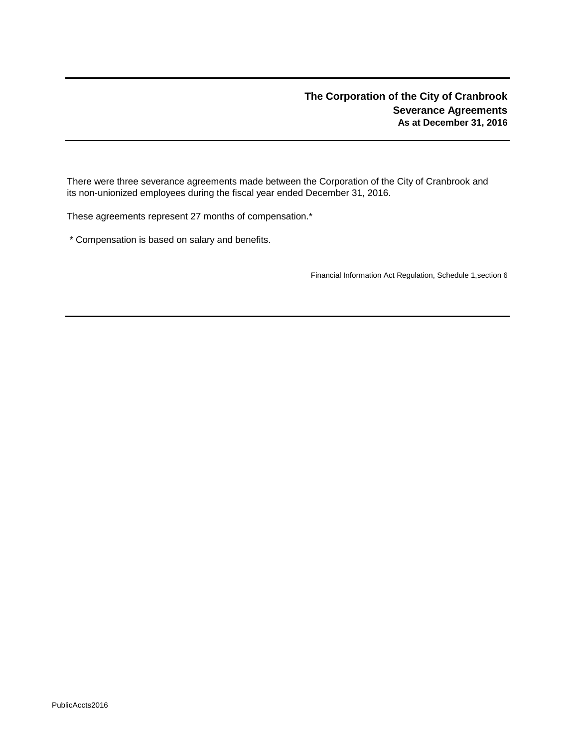## The Corporation of the City of Cranbrook

### Severance Agreements

**As at December 31, 2016**

There were three severance agreements made between the Corporation of the City of Cranbrook and its non-unionized employees during the fiscal year ended December 31, 2016.

These agreements represent 27 months of compensation.*

\* Compensation is based on salary and benefits.

Financial Information Act Regulation, Schedule 1,section 6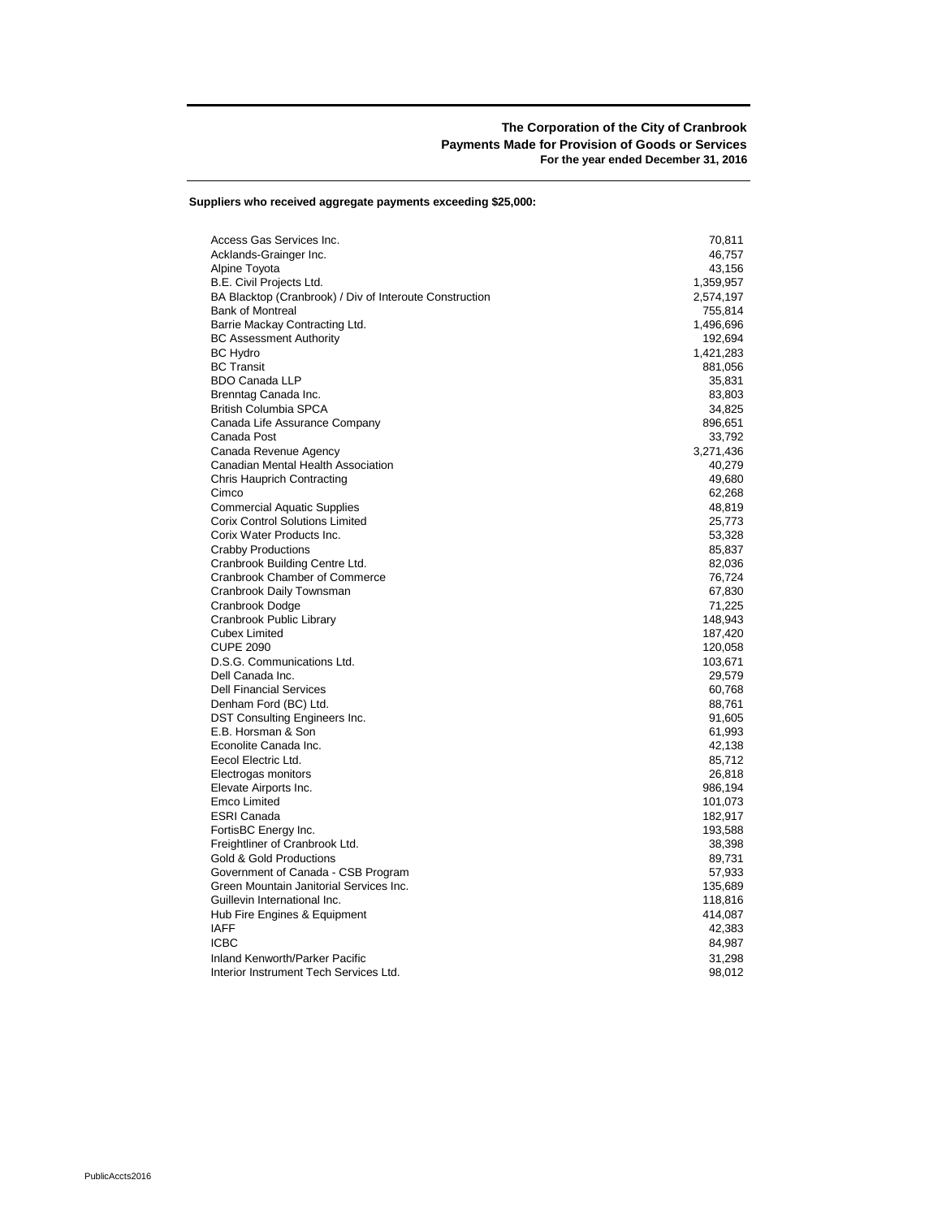**The Corporation of the City of Cranbrook**
**Payments Made for Provision of Goods or Services**
**For the year ended December 31, 2016**

**Suppliers who received aggregate payments exceeding $25,000:**

| Supplier | Amount |
|---|---|
| Access Gas Services Inc. | 70,811 |
| Acklands-Grainger Inc. | 46,757 |
| Alpine Toyota | 43,156 |
| B.E. Civil Projects Ltd. | 1,359,957 |
| BA Blacktop (Cranbrook) / Div of Interoute Construction | 2,574,197 |
| Bank of Montreal | 755,814 |
| Barrie Mackay Contracting Ltd. | 1,496,696 |
| BC Assessment Authority | 192,694 |
| BC Hydro | 1,421,283 |
| BC Transit | 881,056 |
| BDO Canada LLP | 35,831 |
| Brenntag Canada Inc. | 83,803 |
| British Columbia SPCA | 34,825 |
| Canada Life Assurance Company | 896,651 |
| Canada Post | 33,792 |
| Canada Revenue Agency | 3,271,436 |
| Canadian Mental Health Association | 40,279 |
| Chris Hauprich Contracting | 49,680 |
| Cimco | 62,268 |
| Commercial Aquatic Supplies | 48,819 |
| Corix Control Solutions Limited | 25,773 |
| Corix Water Products Inc. | 53,328 |
| Crabby Productions | 85,837 |
| Cranbrook Building Centre Ltd. | 82,036 |
| Cranbrook Chamber of Commerce | 76,724 |
| Cranbrook Daily Townsman | 67,830 |
| Cranbrook Dodge | 71,225 |
| Cranbrook Public Library | 148,943 |
| Cubex Limited | 187,420 |
| CUPE 2090 | 120,058 |
| D.S.G. Communications Ltd. | 103,671 |
| Dell Canada Inc. | 29,579 |
| Dell Financial Services | 60,768 |
| Denham Ford (BC) Ltd. | 88,761 |
| DST Consulting Engineers Inc. | 91,605 |
| E.B. Horsman & Son | 61,993 |
| Econolite Canada Inc. | 42,138 |
| Eecol Electric Ltd. | 85,712 |
| Electrogas monitors | 26,818 |
| Elevate Airports Inc. | 986,194 |
| Emco Limited | 101,073 |
| ESRI Canada | 182,917 |
| FortisBC Energy Inc. | 193,588 |
| Freightliner of Cranbrook Ltd. | 38,398 |
| Gold & Gold Productions | 89,731 |
| Government of Canada - CSB Program | 57,933 |
| Green Mountain Janitorial Services Inc. | 135,689 |
| Guillevin International Inc. | 118,816 |
| Hub Fire Engines & Equipment | 414,087 |
| IAFF | 42,383 |
| ICBC | 84,987 |
| Inland Kenworth/Parker Pacific | 31,298 |
| Interior Instrument Tech Services Ltd. | 98,012 |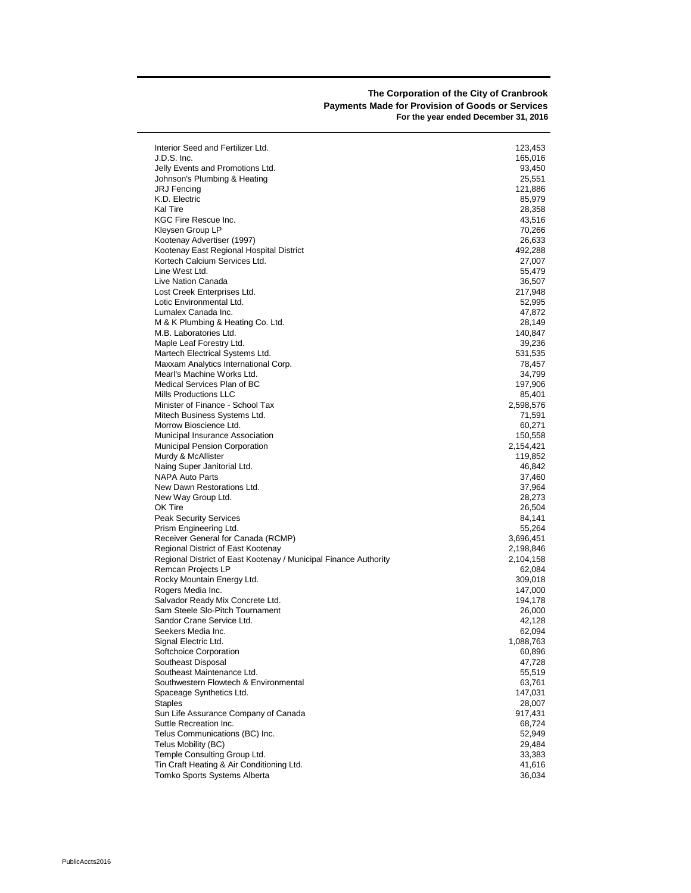**The Corporation of the City of Cranbrook**
**Payments Made for Provision of Goods or Services**
**For the year ended December 31, 2016**

| | |
|---|---:|
| Interior Seed and Fertilizer Ltd. | 123,453 |
| J.D.S. Inc. | 165,016 |
| Jelly Events and Promotions Ltd. | 93,450 |
| Johnson's Plumbing & Heating | 25,551 |
| JRJ Fencing | 121,886 |
| K.D. Electric | 85,979 |
| Kal Tire | 28,358 |
| KGC Fire Rescue Inc. | 43,516 |
| Kleysen Group LP | 70,266 |
| Kootenay Advertiser (1997) | 26,633 |
| Kootenay East Regional Hospital District | 492,288 |
| Kortech Calcium Services Ltd. | 27,007 |
| Line West Ltd. | 55,479 |
| Live Nation Canada | 36,507 |
| Lost Creek Enterprises Ltd. | 217,948 |
| Lotic Environmental Ltd. | 52,995 |
| Lumalex Canada Inc. | 47,872 |
| M & K Plumbing & Heating Co. Ltd. | 28,149 |
| M.B. Laboratories Ltd. | 140,847 |
| Maple Leaf Forestry Ltd. | 39,236 |
| Martech Electrical Systems Ltd. | 531,535 |
| Maxxam Analytics International Corp. | 78,457 |
| Mearl's Machine Works Ltd. | 34,799 |
| Medical Services Plan of BC | 197,906 |
| Mills Productions LLC | 85,401 |
| Minister of Finance - School Tax | 2,598,576 |
| Mitech Business Systems Ltd. | 71,591 |
| Morrow Bioscience Ltd. | 60,271 |
| Municipal Insurance Association | 150,558 |
| Municipal Pension Corporation | 2,154,421 |
| Murdy & McAllister | 119,852 |
| Naing Super Janitorial Ltd. | 46,842 |
| NAPA Auto Parts | 37,460 |
| New Dawn Restorations Ltd. | 37,964 |
| New Way Group Ltd. | 28,273 |
| OK Tire | 26,504 |
| Peak Security Services | 84,141 |
| Prism Engineering Ltd. | 55,264 |
| Receiver General for Canada (RCMP) | 3,696,451 |
| Regional District of East Kootenay | 2,198,846 |
| Regional District of East Kootenay / Municipal Finance Authority | 2,104,158 |
| Remcan Projects LP | 62,084 |
| Rocky Mountain Energy Ltd. | 309,018 |
| Rogers Media Inc. | 147,000 |
| Salvador Ready Mix Concrete Ltd. | 194,178 |
| Sam Steele Slo-Pitch Tournament | 26,000 |
| Sandor Crane Service Ltd. | 42,128 |
| Seekers Media Inc. | 62,094 |
| Signal Electric Ltd. | 1,088,763 |
| Softchoice Corporation | 60,896 |
| Southeast Disposal | 47,728 |
| Southeast Maintenance Ltd. | 55,519 |
| Southwestern Flowtech & Environmental | 63,761 |
| Spaceage Synthetics Ltd. | 147,031 |
| Staples | 28,007 |
| Sun Life Assurance Company of Canada | 917,431 |
| Suttle Recreation Inc. | 68,724 |
| Telus Communications (BC) Inc. | 52,949 |
| Telus Mobility (BC) | 29,484 |
| Temple Consulting Group Ltd. | 33,383 |
| Tin Craft Heating & Air Conditioning Ltd. | 41,616 |
| Tomko Sports Systems Alberta | 36,034 |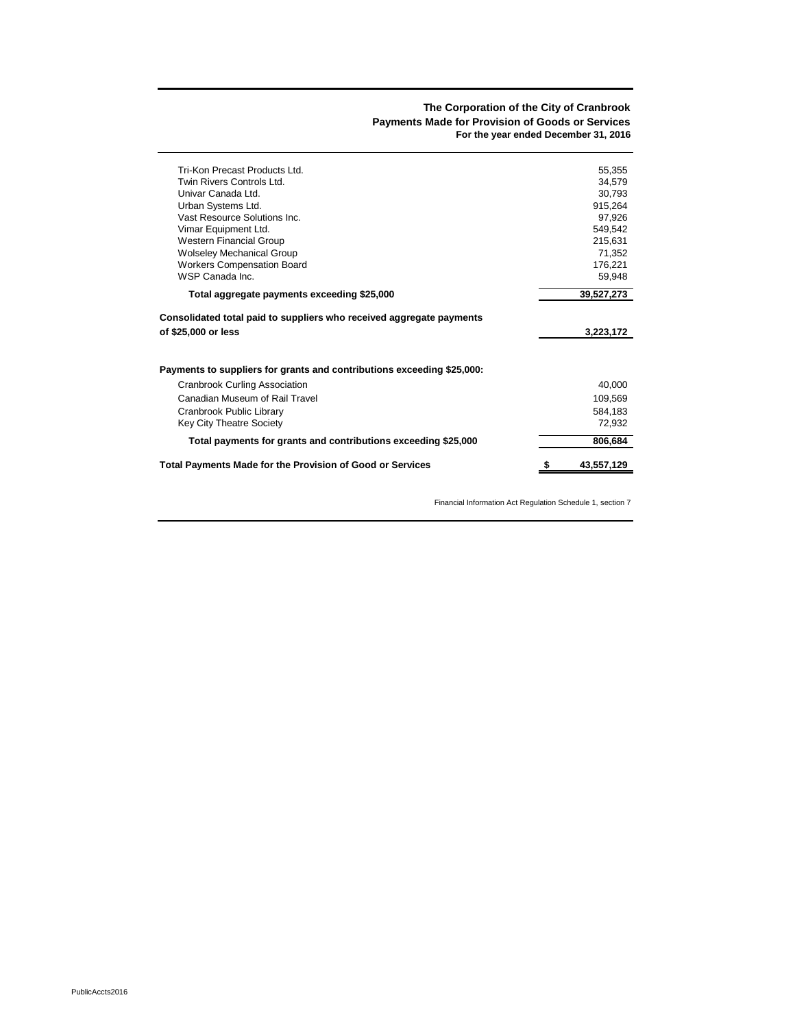**The Corporation of the City of Cranbrook**
**Payments Made for Provision of Goods or Services**
**For the year ended December 31, 2016**

| | |
|---|---:|
| Tri-Kon Precast Products Ltd. | 55,355 |
| Twin Rivers Controls Ltd. | 34,579 |
| Univar Canada Ltd. | 30,793 |
| Urban Systems Ltd. | 915,264 |
| Vast Resource Solutions Inc. | 97,926 |
| Vimar Equipment Ltd. | 549,542 |
| Western Financial Group | 215,631 |
| Wolseley Mechanical Group | 71,352 |
| Workers Compensation Board | 176,221 |
| WSP Canada Inc. | 59,948 |
| **Total aggregate payments exceeding $25,000** | **39,527,273** |
| **Consolidated total paid to suppliers who received aggregate payments of $25,000 or less** | **3,223,172** |
| **Payments to suppliers for grants and contributions exceeding $25,000:** | |
| Cranbrook Curling Association | 40,000 |
| Canadian Museum of Rail Travel | 109,569 |
| Cranbrook Public Library | 584,183 |
| Key City Theatre Society | 72,932 |
| **Total payments for grants and contributions exceeding $25,000** | **806,684** |
| **Total Payments Made for the Provision of Good or Services** | **$ 43,557,129** |

Financial Information Act Regulation Schedule 1, section 7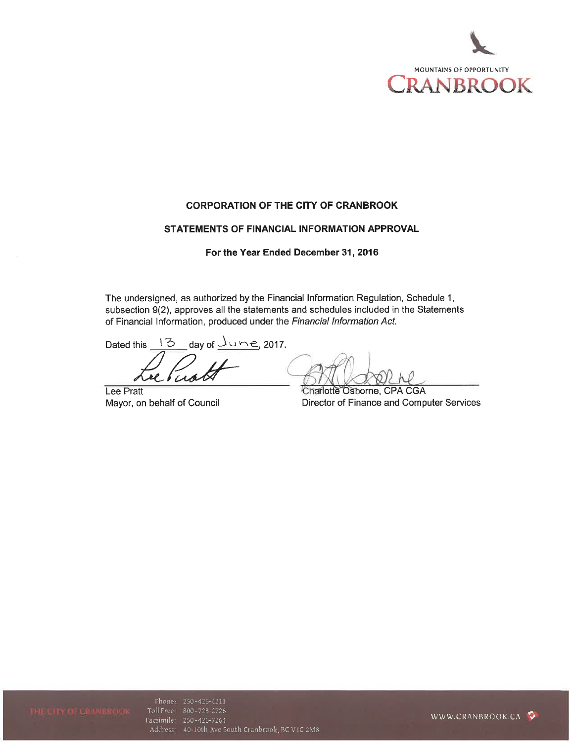MOUNTAINS OF OPPORTUNITY

CRANBROOK

**CORPORATION OF THE CITY OF CRANBROOK**

**STATEMENTS OF FINANCIAL INFORMATION APPROVAL**

**For the Year Ended December 31, 2016**

The undersigned, as authorized by the Financial Information Regulation, Schedule 1, subsection 9(2), approves all the statements and schedules included in the Statements of Financial Information, produced under the *Financial Information Act.*

Dated this 13 day of June, 2017.

Lee Pratt
Mayor, on behalf of Council

Charlotte Osborne, CPA CGA
Director of Finance and Computer Services

THE CITY OF CRANBROOK

Phone: 250-426-4211
Toll Free: 800-728-2726
Facsimile: 250-426-7264
Address: 40-10th Ave South Cranbrook, BC V1C 2M8

WWW.CRANBROOK.CA